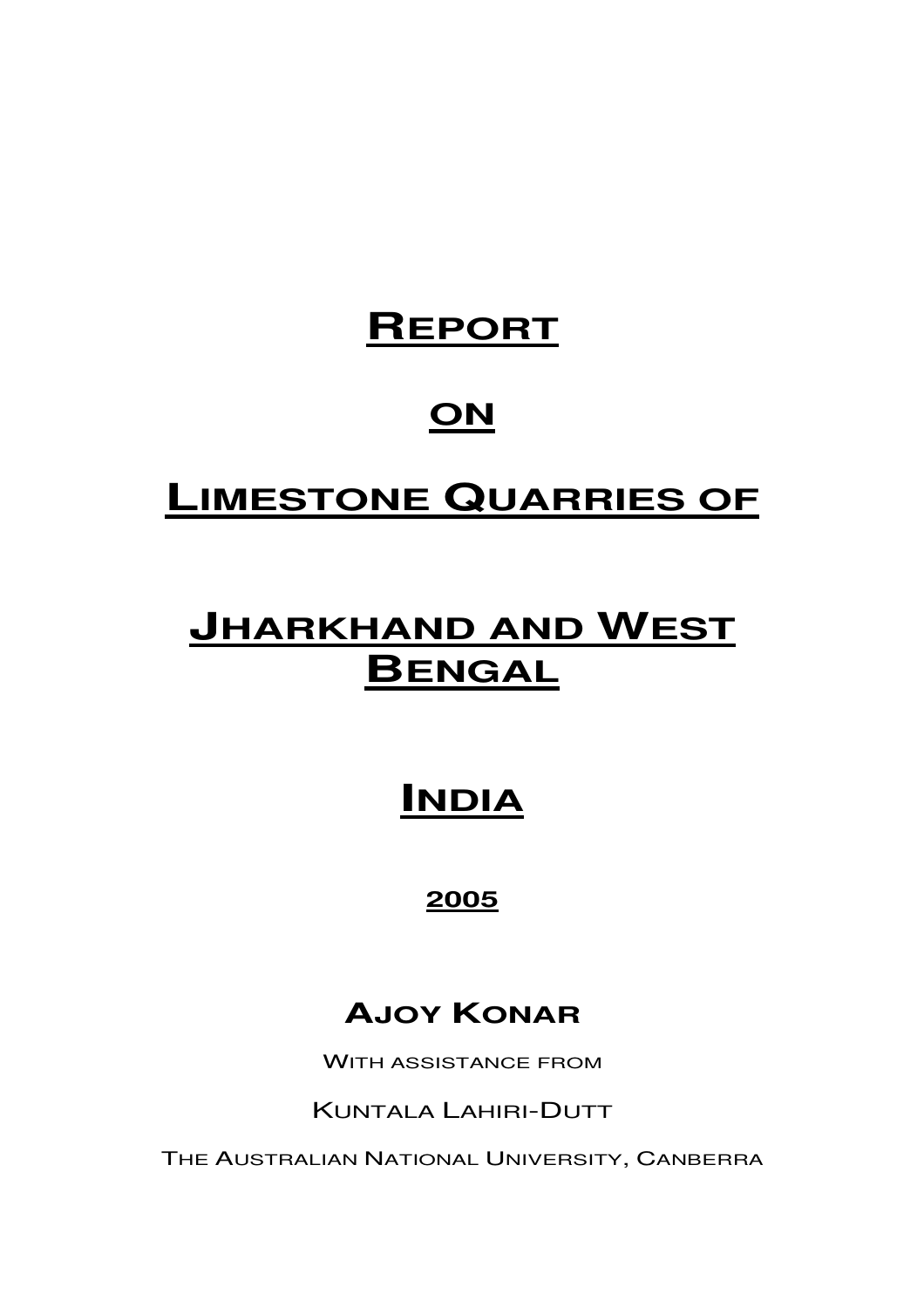# REPORT

# ON

# LIMESTONE QUARRIES OF

# JHARKHAND AND WEST BENGAL

# INDIA

**2005**

**AJOY KONAR**

WITH ASSISTANCE FROM

KUNTALA LAHIRI-DUTT

THE AUSTRALIAN NATIONAL UNIVERSITY, CANBERRA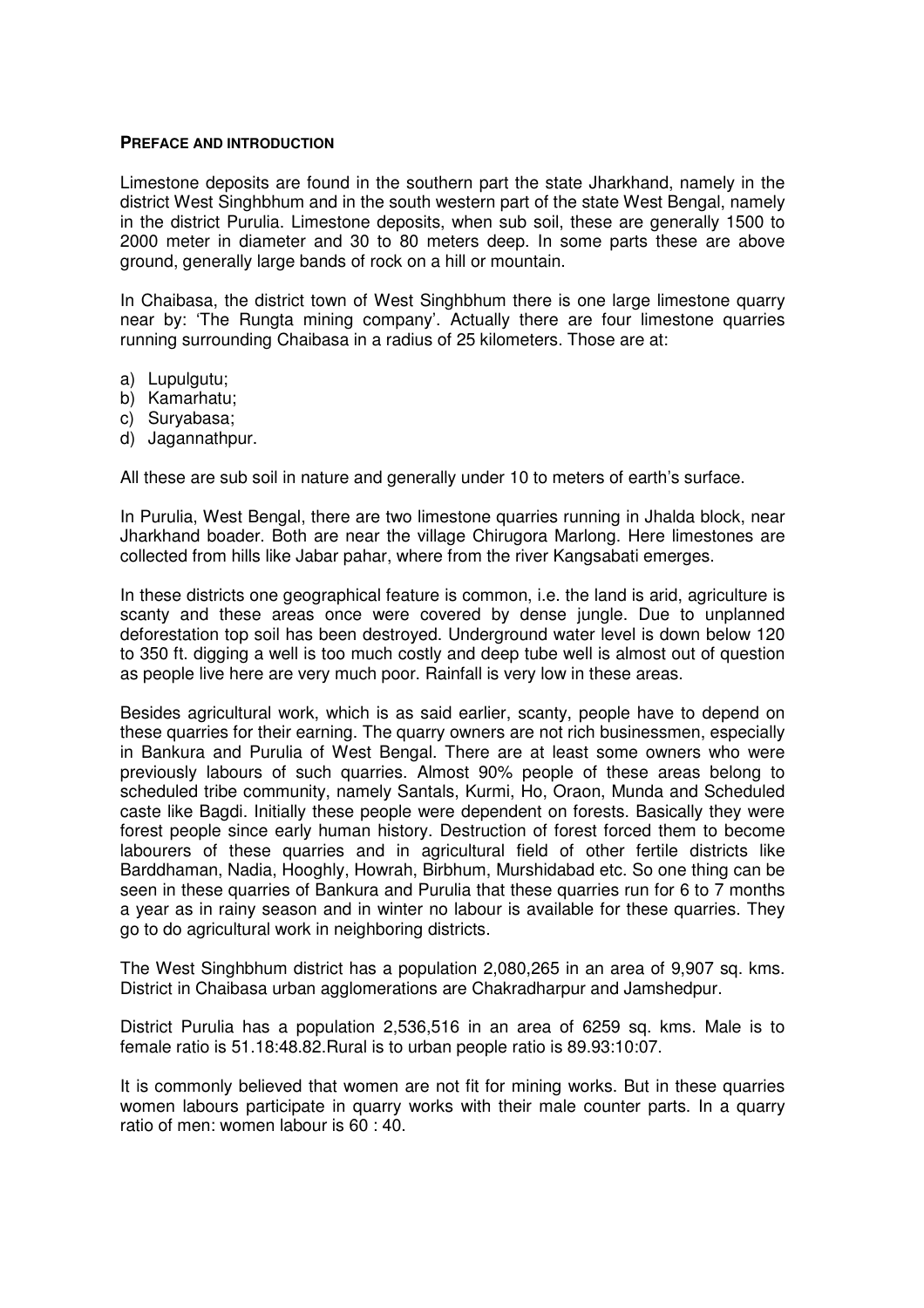**PREFACE AND INTRODUCTION**

Limestone deposits are found in the southern part the state Jharkhand, namely in the district West Singhbhum and in the south western part of the state West Bengal, namely in the district Purulia. Limestone deposits, when sub soil, these are generally 1500 to 2000 meter in diameter and 30 to 80 meters deep. In some parts these are above ground, generally large bands of rock on a hill or mountain.

In Chaibasa, the district town of West Singhbhum there is one large limestone quarry near by: 'The Rungta mining company'. Actually there are four limestone quarries running surrounding Chaibasa in a radius of 25 kilometers. Those are at:

a) Lupulgutu;
b) Kamarhatu;
c) Suryabasa;
d) Jagannathpur.

All these are sub soil in nature and generally under 10 to meters of earth's surface.

In Purulia, West Bengal, there are two limestone quarries running in Jhalda block, near Jharkhand boader. Both are near the village Chirugora Marlong. Here limestones are collected from hills like Jabar pahar, where from the river Kangsabati emerges.

In these districts one geographical feature is common, i.e. the land is arid, agriculture is scanty and these areas once were covered by dense jungle. Due to unplanned deforestation top soil has been destroyed. Underground water level is down below 120 to 350 ft. digging a well is too much costly and deep tube well is almost out of question as people live here are very much poor. Rainfall is very low in these areas.

Besides agricultural work, which is as said earlier, scanty, people have to depend on these quarries for their earning. The quarry owners are not rich businessmen, especially in Bankura and Purulia of West Bengal. There are at least some owners who were previously labours of such quarries. Almost 90% people of these areas belong to scheduled tribe community, namely Santals, Kurmi, Ho, Oraon, Munda and Scheduled caste like Bagdi. Initially these people were dependent on forests. Basically they were forest people since early human history. Destruction of forest forced them to become labourers of these quarries and in agricultural field of other fertile districts like Barddhaman, Nadia, Hooghly, Howrah, Birbhum, Murshidabad etc. So one thing can be seen in these quarries of Bankura and Purulia that these quarries run for 6 to 7 months a year as in rainy season and in winter no labour is available for these quarries. They go to do agricultural work in neighboring districts.

The West Singhbhum district has a population 2,080,265 in an area of 9,907 sq. kms. District in Chaibasa urban agglomerations are Chakradharpur and Jamshedpur.

District Purulia has a population 2,536,516 in an area of 6259 sq. kms. Male is to female ratio is 51.18:48.82.Rural is to urban people ratio is 89.93:10:07.

It is commonly believed that women are not fit for mining works. But in these quarries women labours participate in quarry works with their male counter parts. In a quarry ratio of men: women labour is 60 : 40.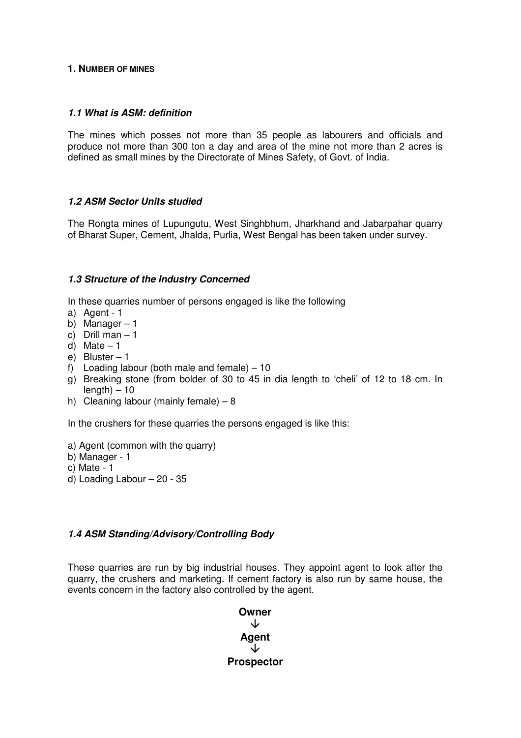## 1. NUMBER OF MINES

### *1.1 What is ASM: definition*

The mines which posses not more than 35 people as labourers and officials and produce not more than 300 ton a day and area of the mine not more than 2 acres is defined as small mines by the Directorate of Mines Safety, of Govt. of India.

### *1.2 ASM Sector Units studied*

The Rongta mines of Lupungutu, West Singhbhum, Jharkhand and Jabarpahar quarry of Bharat Super, Cement, Jhalda, Purlia, West Bengal has been taken under survey.

### *1.3 Structure of the Industry Concerned*

In these quarries number of persons engaged is like the following

a) Agent - 1
b) Manager – 1
c) Drill man – 1
d) Mate – 1
e) Bluster – 1
f) Loading labour (both male and female) – 10
g) Breaking stone (from bolder of 30 to 45 in dia length to 'cheli' of 12 to 18 cm. In length) – 10
h) Cleaning labour (mainly female) – 8

In the crushers for these quarries the persons engaged is like this:

a) Agent (common with the quarry)
b) Manager - 1
c) Mate - 1
d) Loading Labour – 20 - 35

### *1.4 ASM Standing/Advisory/Controlling Body*

These quarries are run by big industrial houses. They appoint agent to look after the quarry, the crushers and marketing. If cement factory is also run by same house, the events concern in the factory also controlled by the agent.

**Owner**
↓
**Agent**
↓
**Prospector**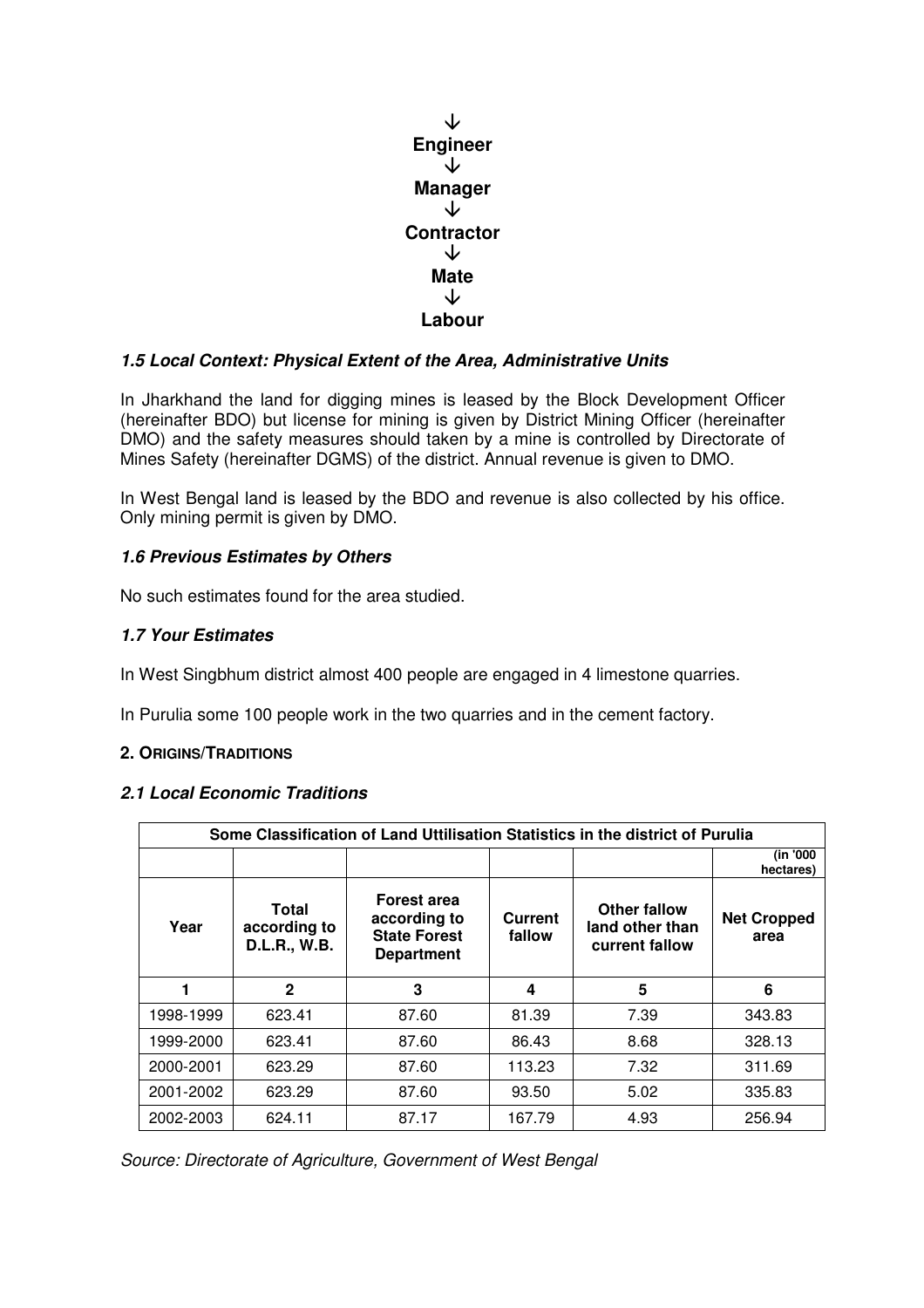↓
**Engineer**
↓
**Manager**
↓
**Contractor**
↓
**Mate**
↓
**Labour**

### *1.5 Local Context: Physical Extent of the Area, Administrative Units*

In Jharkhand the land for digging mines is leased by the Block Development Officer (hereinafter BDO) but license for mining is given by District Mining Officer (hereinafter DMO) and the safety measures should taken by a mine is controlled by Directorate of Mines Safety (hereinafter DGMS) of the district. Annual revenue is given to DMO.

In West Bengal land is leased by the BDO and revenue is also collected by his office. Only mining permit is given by DMO.

### *1.6 Previous Estimates by Others*

No such estimates found for the area studied.

### *1.7 Your Estimates*

In West Singbhum district almost 400 people are engaged in 4 limestone quarries.

In Purulia some 100 people work in the two quarries and in the cement factory.

## 2. ORIGINS/TRADITIONS

### *2.1 Local Economic Traditions*

| Some Classification of Land Uttilisation Statistics in the district of Purulia | | | | | |
|---|---|---|---|---|---|
| | | | | | (in '000 hectares) |
| **Year** | **Total according to D.L.R., W.B.** | **Forest area according to State Forest Department** | **Current fallow** | **Other fallow land other than current fallow** | **Net Cropped area** |
| **1** | **2** | **3** | **4** | **5** | **6** |
| 1998-1999 | 623.41 | 87.60 | 81.39 | 7.39 | 343.83 |
| 1999-2000 | 623.41 | 87.60 | 86.43 | 8.68 | 328.13 |
| 2000-2001 | 623.29 | 87.60 | 113.23 | 7.32 | 311.69 |
| 2001-2002 | 623.29 | 87.60 | 93.50 | 5.02 | 335.83 |
| 2002-2003 | 624.11 | 87.17 | 167.79 | 4.93 | 256.94 |

*Source: Directorate of Agriculture, Government of West Bengal*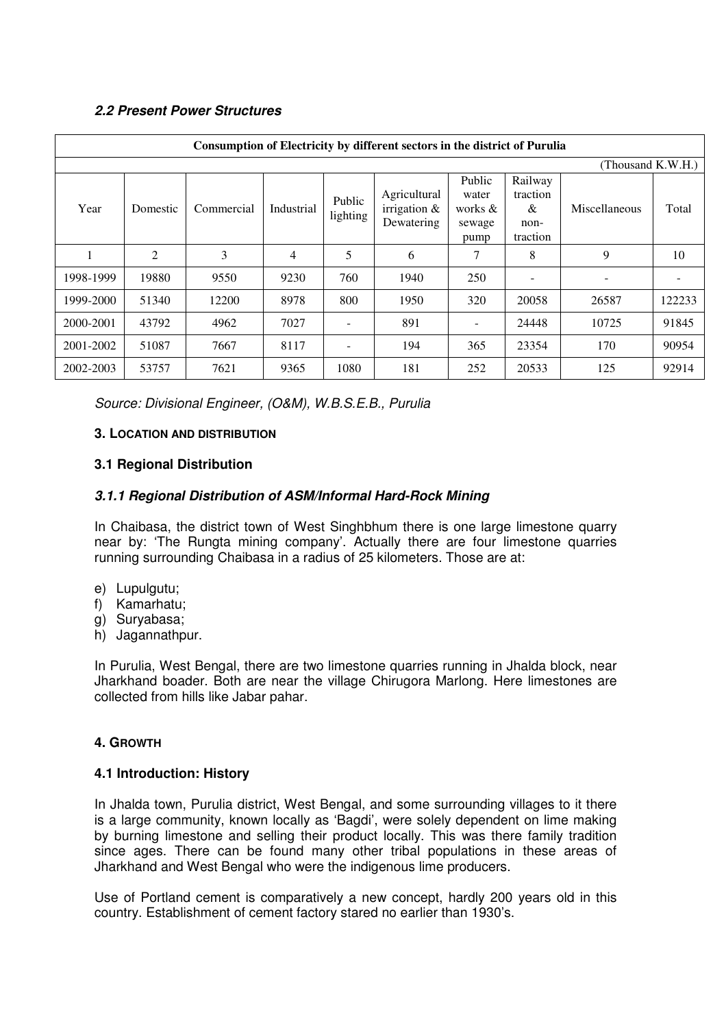### *2.2 Present Power Structures*

| Consumption of Electricity by different sectors in the district of Purulia | | | | | | | | | |
|---|---|---|---|---|---|---|---|---|---|
| (Thousand K.W.H.) | | | | | | | | | |
| Year | Domestic | Commercial | Industrial | Public lighting | Agricultural irrigation & Dewatering | Public water works & sewage pump | Railway traction & non-traction | Miscellaneous | Total |
| 1 | 2 | 3 | 4 | 5 | 6 | 7 | 8 | 9 | 10 |
| 1998-1999 | 19880 | 9550 | 9230 | 760 | 1940 | 250 | - | - | - |
| 1999-2000 | 51340 | 12200 | 8978 | 800 | 1950 | 320 | 20058 | 26587 | 122233 |
| 2000-2001 | 43792 | 4962 | 7027 | - | 891 | - | 24448 | 10725 | 91845 |
| 2001-2002 | 51087 | 7667 | 8117 | - | 194 | 365 | 23354 | 170 | 90954 |
| 2002-2003 | 53757 | 7621 | 9365 | 1080 | 181 | 252 | 20533 | 125 | 92914 |

*Source: Divisional Engineer, (O&M), W.B.S.E.B., Purulia*

## 3. LOCATION AND DISTRIBUTION

### 3.1 Regional Distribution

#### *3.1.1 Regional Distribution of ASM/Informal Hard-Rock Mining*

In Chaibasa, the district town of West Singhbhum there is one large limestone quarry near by: 'The Rungta mining company'. Actually there are four limestone quarries running surrounding Chaibasa in a radius of 25 kilometers. Those are at:

e) Lupulgutu;
f) Kamarhatu;
g) Suryabasa;
h) Jagannathpur.

In Purulia, West Bengal, there are two limestone quarries running in Jhalda block, near Jharkhand boader. Both are near the village Chirugora Marlong. Here limestones are collected from hills like Jabar pahar.

## 4. GROWTH

### 4.1 Introduction: History

In Jhalda town, Purulia district, West Bengal, and some surrounding villages to it there is a large community, known locally as 'Bagdi', were solely dependent on lime making by burning limestone and selling their product locally. This was there family tradition since ages. There can be found many other tribal populations in these areas of Jharkhand and West Bengal who were the indigenous lime producers.

Use of Portland cement is comparatively a new concept, hardly 200 years old in this country. Establishment of cement factory stared no earlier than 1930's.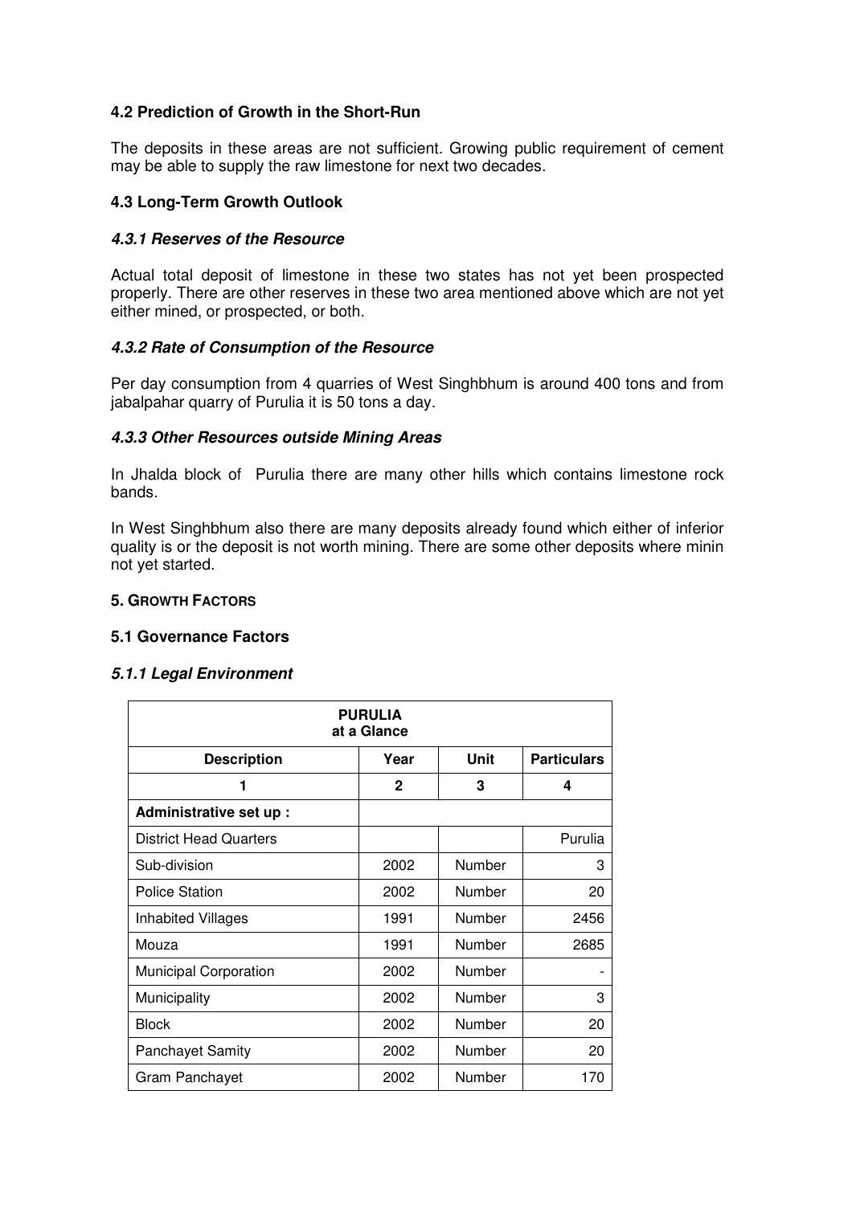### 4.2 Prediction of Growth in the Short-Run

The deposits in these areas are not sufficient. Growing public requirement of cement may be able to supply the raw limestone for next two decades.

### 4.3 Long-Term Growth Outlook

#### *4.3.1 Reserves of the Resource*

Actual total deposit of limestone in these two states has not yet been prospected properly. There are other reserves in these two area mentioned above which are not yet either mined, or prospected, or both.

#### *4.3.2 Rate of Consumption of the Resource*

Per day consumption from 4 quarries of West Singhbhum is around 400 tons and from jabalpahar quarry of Purulia it is 50 tons a day.

#### *4.3.3 Other Resources outside Mining Areas*

In Jhalda block of Purulia there are many other hills which contains limestone rock bands.

In West Singhbhum also there are many deposits already found which either of inferior quality is or the deposit is not worth mining. There are some other deposits where minin not yet started.

## 5. Growth Factors

### 5.1 Governance Factors

#### *5.1.1 Legal Environment*

| **PURULIA at a Glance** | | | |
|---|---|---|---|
| **Description** | **Year** | **Unit** | **Particulars** |
| **1** | **2** | **3** | **4** |
| **Administrative set up :** | | | |
| District Head Quarters | | | Purulia |
| Sub-division | 2002 | Number | 3 |
| Police Station | 2002 | Number | 20 |
| Inhabited Villages | 1991 | Number | 2456 |
| Mouza | 1991 | Number | 2685 |
| Municipal Corporation | 2002 | Number | - |
| Municipality | 2002 | Number | 3 |
| Block | 2002 | Number | 20 |
| Panchayet Samity | 2002 | Number | 20 |
| Gram Panchayet | 2002 | Number | 170 |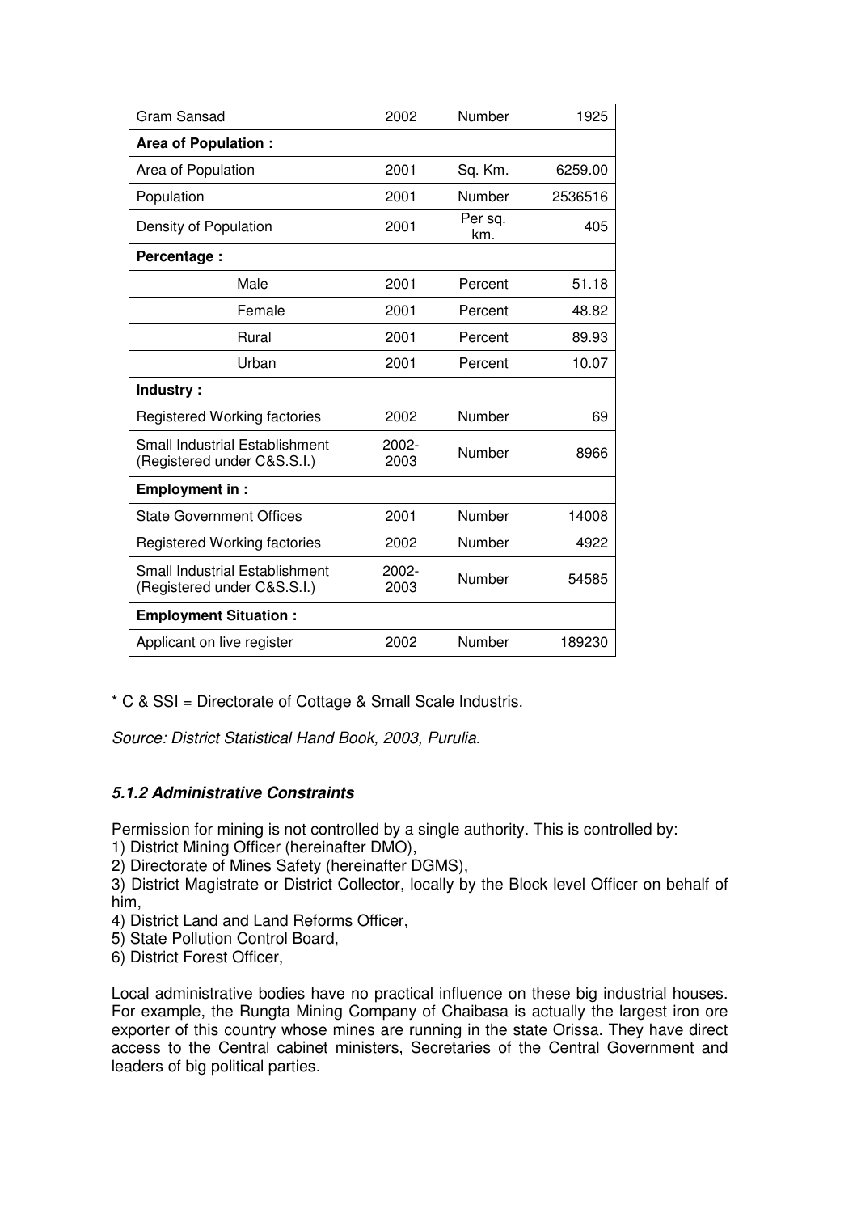| Gram Sansad | 2002 | Number | 1925 |
|---|---|---|---|
| **Area of Population :** | | | |
| Area of Population | 2001 | Sq. Km. | 6259.00 |
| Population | 2001 | Number | 2536516 |
| Density of Population | 2001 | Per sq. km. | 405 |
| **Percentage :** | | | |
| Male | 2001 | Percent | 51.18 |
| Female | 2001 | Percent | 48.82 |
| Rural | 2001 | Percent | 89.93 |
| Urban | 2001 | Percent | 10.07 |
| **Industry :** | | | |
| Registered Working factories | 2002 | Number | 69 |
| Small Industrial Establishment (Registered under C&S.S.I.) | 2002-2003 | Number | 8966 |
| **Employment in :** | | | |
| State Government Offices | 2001 | Number | 14008 |
| Registered Working factories | 2002 | Number | 4922 |
| Small Industrial Establishment (Registered under C&S.S.I.) | 2002-2003 | Number | 54585 |
| **Employment Situation :** | | | |
| Applicant on live register | 2002 | Number | 189230 |

* C & SSI = Directorate of Cottage & Small Scale Industris.

*Source: District Statistical Hand Book, 2003, Purulia.*

#### ***5.1.2 Administrative Constraints***

Permission for mining is not controlled by a single authority. This is controlled by:
1) District Mining Officer (hereinafter DMO),
2) Directorate of Mines Safety (hereinafter DGMS),
3) District Magistrate or District Collector, locally by the Block level Officer on behalf of him,
4) District Land and Land Reforms Officer,
5) State Pollution Control Board,
6) District Forest Officer,

Local administrative bodies have no practical influence on these big industrial houses. For example, the Rungta Mining Company of Chaibasa is actually the largest iron ore exporter of this country whose mines are running in the state Orissa. They have direct access to the Central cabinet ministers, Secretaries of the Central Government and leaders of big political parties.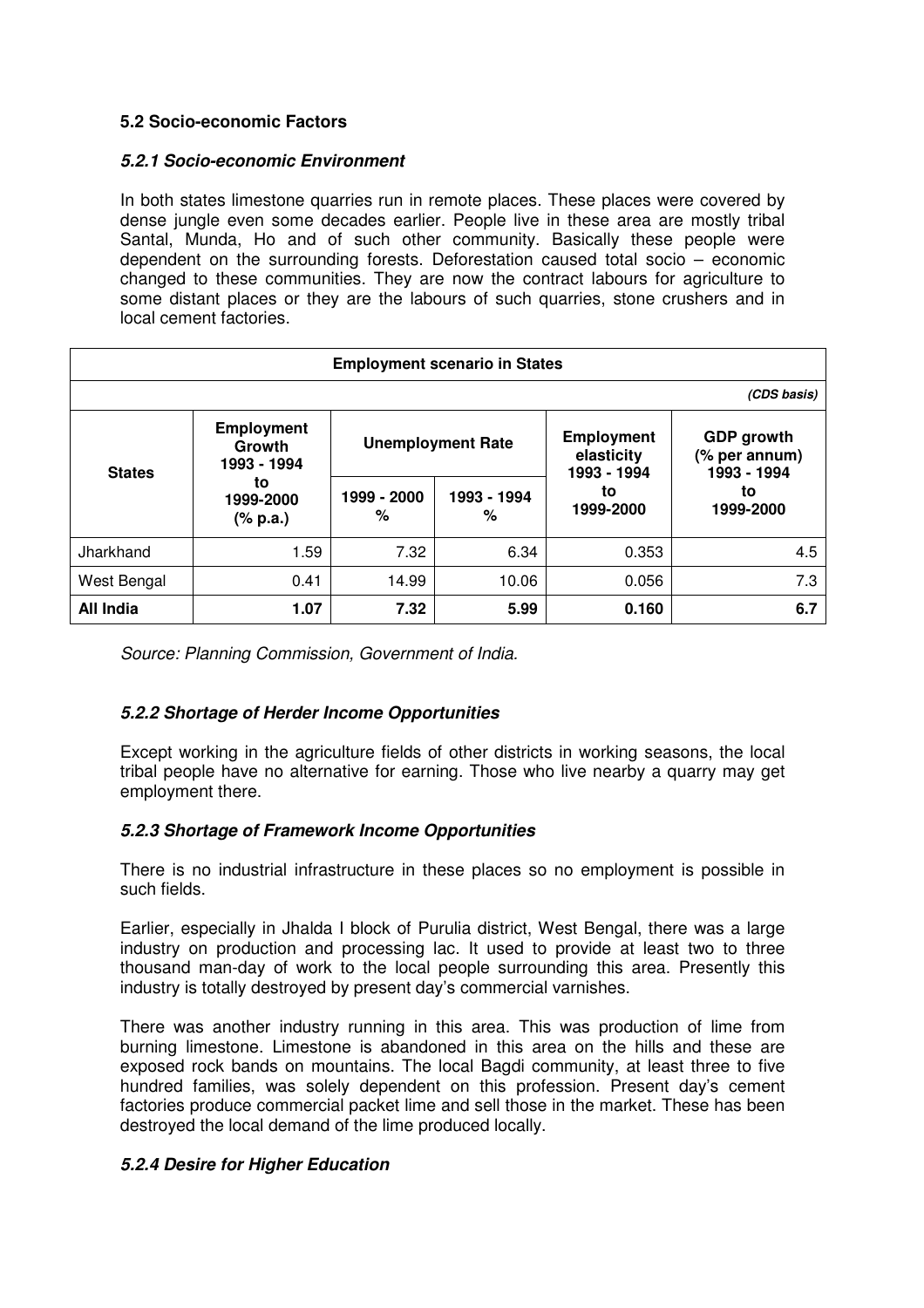### 5.2 Socio-economic Factors

#### *5.2.1 Socio-economic Environment*

In both states limestone quarries run in remote places. These places were covered by dense jungle even some decades earlier. People live in these area are mostly tribal Santal, Munda, Ho and of such other community. Basically these people were dependent on the surrounding forests. Deforestation caused total socio – economic changed to these communities. They are now the contract labours for agriculture to some distant places or they are the labours of such quarries, stone crushers and in local cement factories.

| **Employment scenario in States** | | | | | |
|---|---|---|---|---|---|
| | | | | | *(CDS basis)* |
| **States** | **Employment Growth 1993 - 1994 to 1999-2000 (% p.a.)** | **Unemployment Rate** | | **Employment elasticity 1993 - 1994 to 1999-2000** | **GDP growth (% per annum) 1993 - 1994 to 1999-2000** |
| | | **1999 - 2000 %** | **1993 - 1994 %** | | |
| Jharkhand | 1.59 | 7.32 | 6.34 | 0.353 | 4.5 |
| West Bengal | 0.41 | 14.99 | 10.06 | 0.056 | 7.3 |
| **All India** | **1.07** | **7.32** | **5.99** | **0.160** | **6.7** |

*Source: Planning Commission, Government of India.*

#### *5.2.2 Shortage of Herder Income Opportunities*

Except working in the agriculture fields of other districts in working seasons, the local tribal people have no alternative for earning. Those who live nearby a quarry may get employment there.

#### *5.2.3 Shortage of Framework Income Opportunities*

There is no industrial infrastructure in these places so no employment is possible in such fields.

Earlier, especially in Jhalda I block of Purulia district, West Bengal, there was a large industry on production and processing lac. It used to provide at least two to three thousand man-day of work to the local people surrounding this area. Presently this industry is totally destroyed by present day's commercial varnishes.

There was another industry running in this area. This was production of lime from burning limestone. Limestone is abandoned in this area on the hills and these are exposed rock bands on mountains. The local Bagdi community, at least three to five hundred families, was solely dependent on this profession. Present day's cement factories produce commercial packet lime and sell those in the market. These has been destroyed the local demand of the lime produced locally.

#### *5.2.4 Desire for Higher Education*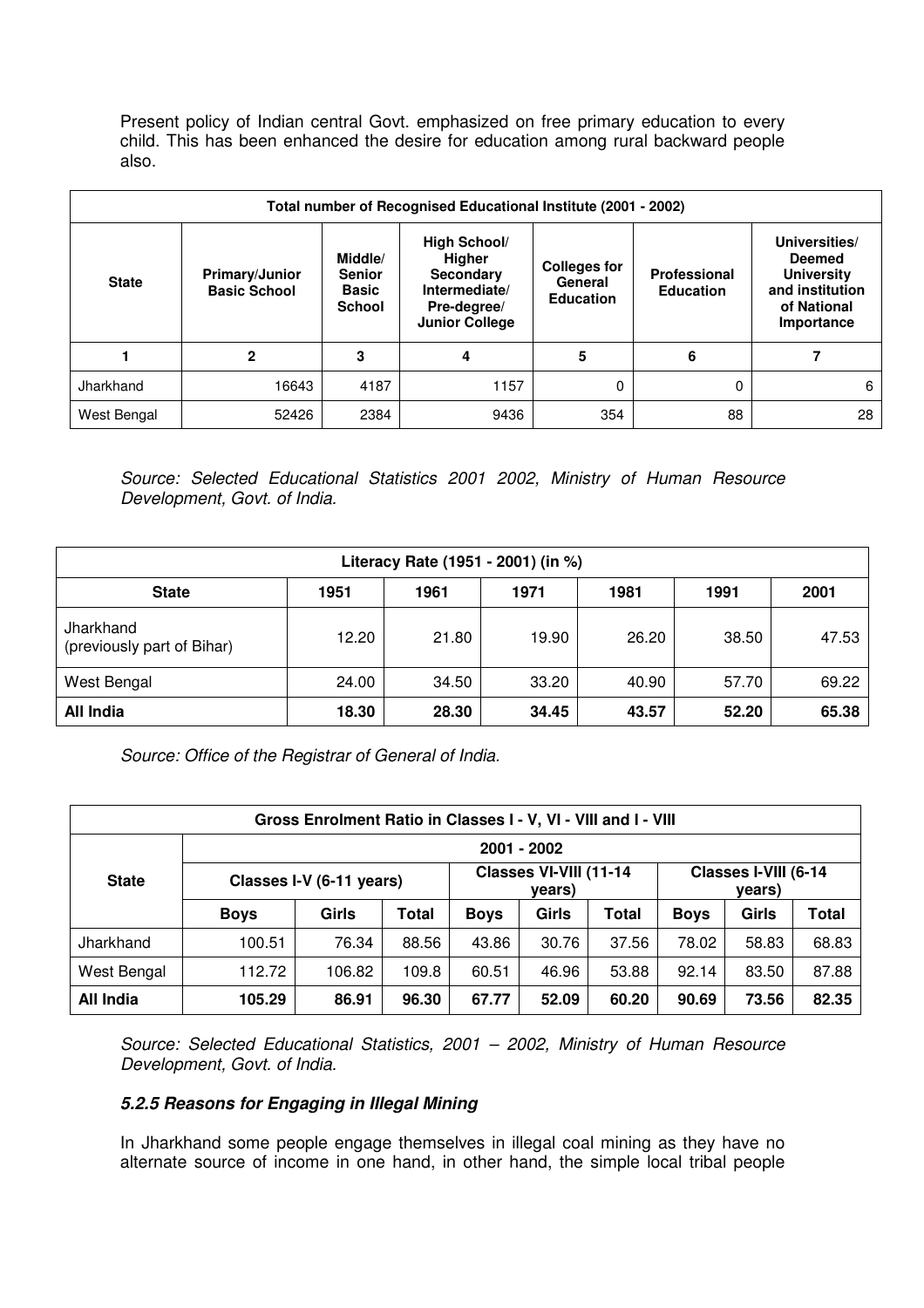Present policy of Indian central Govt. emphasized on free primary education to every child. This has been enhanced the desire for education among rural backward people also.

| Total number of Recognised Educational Institute (2001 - 2002) | | | | | | |
|---|---|---|---|---|---|---|
| **State** | **Primary/Junior Basic School** | **Middle/ Senior Basic School** | **High School/ Higher Secondary Intermediate/ Pre-degree/ Junior College** | **Colleges for General Education** | **Professional Education** | **Universities/ Deemed University and institution of National Importance** |
| **1** | **2** | **3** | **4** | **5** | **6** | **7** |
| Jharkhand | 16643 | 4187 | 1157 | 0 | 0 | 6 |
| West Bengal | 52426 | 2384 | 9436 | 354 | 88 | 28 |

*Source: Selected Educational Statistics 2001 2002, Ministry of Human Resource Development, Govt. of India.*

| Literacy Rate (1951 - 2001) (in %) | | | | | | |
|---|---|---|---|---|---|---|
| **State** | **1951** | **1961** | **1971** | **1981** | **1991** | **2001** |
| Jharkhand (previously part of Bihar) | 12.20 | 21.80 | 19.90 | 26.20 | 38.50 | 47.53 |
| West Bengal | 24.00 | 34.50 | 33.20 | 40.90 | 57.70 | 69.22 |
| **All India** | **18.30** | **28.30** | **34.45** | **43.57** | **52.20** | **65.38** |

*Source: Office of the Registrar of General of India.*

| Gross Enrolment Ratio in Classes I - V, VI - VIII and I - VIII | | | | | | | | | |
|---|---|---|---|---|---|---|---|---|---|
| **State** | **2001 - 2002** | | | | | | | | |
| | **Classes I-V (6-11 years)** | | | **Classes VI-VIII (11-14 years)** | | | **Classes I-VIII (6-14 years)** | | |
| | **Boys** | **Girls** | **Total** | **Boys** | **Girls** | **Total** | **Boys** | **Girls** | **Total** |
| Jharkhand | 100.51 | 76.34 | 88.56 | 43.86 | 30.76 | 37.56 | 78.02 | 58.83 | 68.83 |
| West Bengal | 112.72 | 106.82 | 109.8 | 60.51 | 46.96 | 53.88 | 92.14 | 83.50 | 87.88 |
| **All India** | **105.29** | **86.91** | **96.30** | **67.77** | **52.09** | **60.20** | **90.69** | **73.56** | **82.35** |

*Source: Selected Educational Statistics, 2001 – 2002, Ministry of Human Resource Development, Govt. of India.*

### *5.2.5 Reasons for Engaging in Illegal Mining*

In Jharkhand some people engage themselves in illegal coal mining as they have no alternate source of income in one hand, in other hand, the simple local tribal people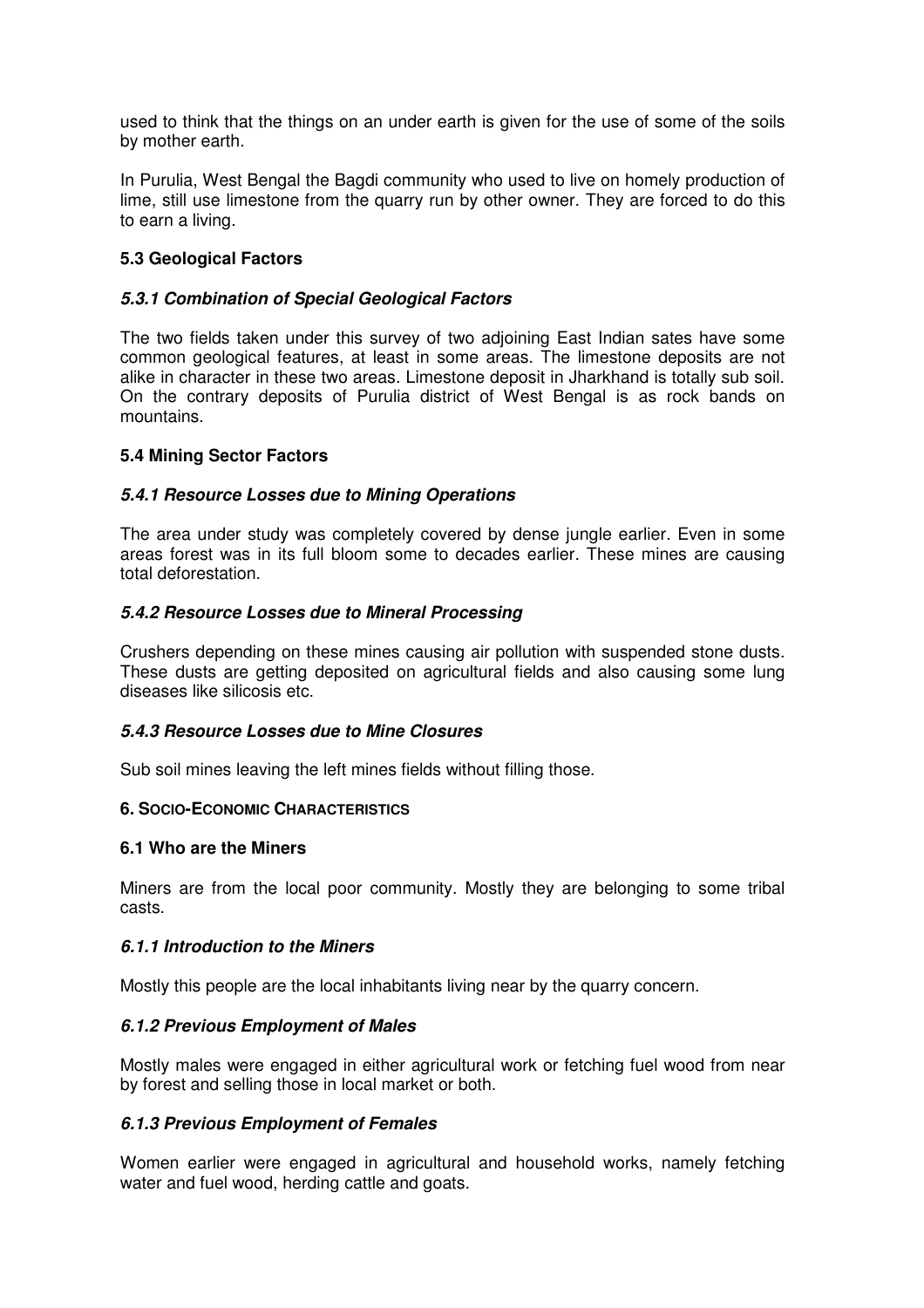used to think that the things on an under earth is given for the use of some of the soils by mother earth.

In Purulia, West Bengal the Bagdi community who used to live on homely production of lime, still use limestone from the quarry run by other owner. They are forced to do this to earn a living.

### 5.3 Geological Factors

#### *5.3.1 Combination of Special Geological Factors*

The two fields taken under this survey of two adjoining East Indian sates have some common geological features, at least in some areas. The limestone deposits are not alike in character in these two areas. Limestone deposit in Jharkhand is totally sub soil. On the contrary deposits of Purulia district of West Bengal is as rock bands on mountains.

### 5.4 Mining Sector Factors

#### *5.4.1 Resource Losses due to Mining Operations*

The area under study was completely covered by dense jungle earlier. Even in some areas forest was in its full bloom some to decades earlier. These mines are causing total deforestation.

#### *5.4.2 Resource Losses due to Mineral Processing*

Crushers depending on these mines causing air pollution with suspended stone dusts. These dusts are getting deposited on agricultural fields and also causing some lung diseases like silicosis etc.

#### *5.4.3 Resource Losses due to Mine Closures*

Sub soil mines leaving the left mines fields without filling those.

## 6. Socio-Economic Characteristics

### 6.1 Who are the Miners

Miners are from the local poor community. Mostly they are belonging to some tribal casts.

#### *6.1.1 Introduction to the Miners*

Mostly this people are the local inhabitants living near by the quarry concern.

#### *6.1.2 Previous Employment of Males*

Mostly males were engaged in either agricultural work or fetching fuel wood from near by forest and selling those in local market or both.

#### *6.1.3 Previous Employment of Females*

Women earlier were engaged in agricultural and household works, namely fetching water and fuel wood, herding cattle and goats.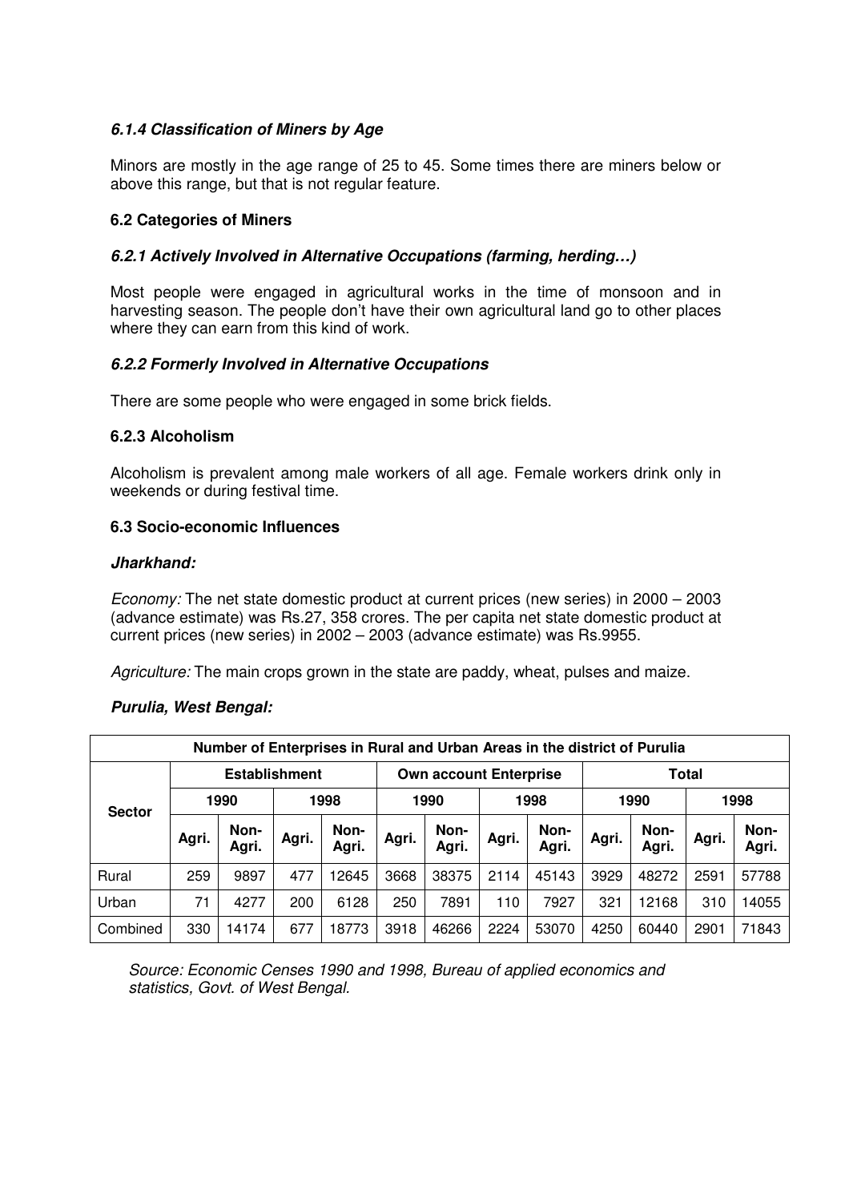#### *6.1.4 Classification of Miners by Age*

Minors are mostly in the age range of 25 to 45. Some times there are miners below or above this range, but that is not regular feature.

### 6.2 Categories of Miners

#### *6.2.1 Actively Involved in Alternative Occupations (farming, herding…)*

Most people were engaged in agricultural works in the time of monsoon and in harvesting season. The people don't have their own agricultural land go to other places where they can earn from this kind of work.

#### *6.2.2 Formerly Involved in Alternative Occupations*

There are some people who were engaged in some brick fields.

#### 6.2.3 Alcoholism

Alcoholism is prevalent among male workers of all age. Female workers drink only in weekends or during festival time.

### 6.3 Socio-economic Influences

***Jharkhand:***

*Economy:* The net state domestic product at current prices (new series) in 2000 – 2003 (advance estimate) was Rs.27, 358 crores. The per capita net state domestic product at current prices (new series) in 2002 – 2003 (advance estimate) was Rs.9955.

*Agriculture:* The main crops grown in the state are paddy, wheat, pulses and maize.

***Purulia, West Bengal:***

| Number of Enterprises in Rural and Urban Areas in the district of Purulia | | | | | | | | | | | | |
|---|---|---|---|---|---|---|---|---|---|---|---|---|
| Sector | Establishment | | | | Own account Enterprise | | | | Total | | | |
| | 1990 | | 1998 | | 1990 | | 1998 | | 1990 | | 1998 | |
| | Agri. | Non-Agri. | Agri. | Non-Agri. | Agri. | Non-Agri. | Agri. | Non-Agri. | Agri. | Non-Agri. | Agri. | Non-Agri. |
| Rural | 259 | 9897 | 477 | 12645 | 3668 | 38375 | 2114 | 45143 | 3929 | 48272 | 2591 | 57788 |
| Urban | 71 | 4277 | 200 | 6128 | 250 | 7891 | 110 | 7927 | 321 | 12168 | 310 | 14055 |
| Combined | 330 | 14174 | 677 | 18773 | 3918 | 46266 | 2224 | 53070 | 4250 | 60440 | 2901 | 71843 |

*Source: Economic Censes 1990 and 1998, Bureau of applied economics and statistics, Govt. of West Bengal.*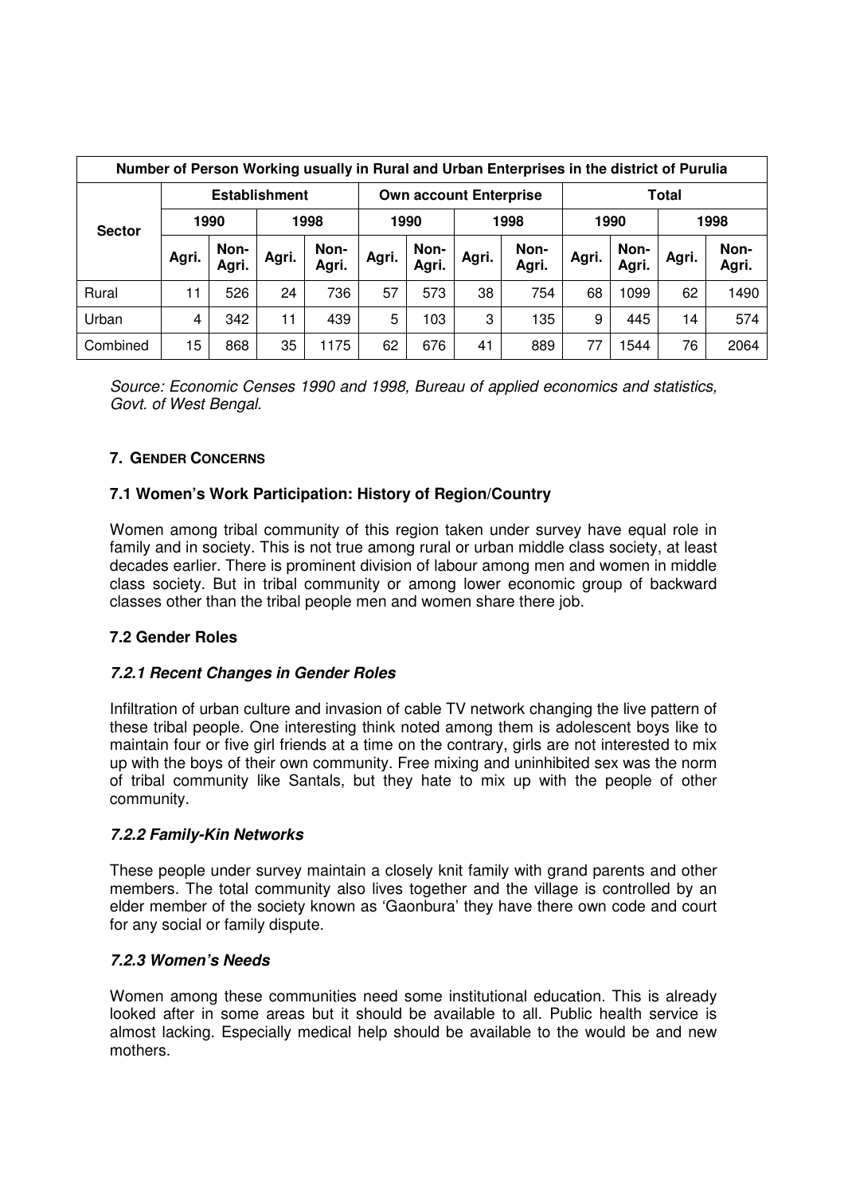| Number of Person Working usually in Rural and Urban Enterprises in the district of Purulia | | | | | | | | | | | | |
|---|---|---|---|---|---|---|---|---|---|---|---|---|
| **Sector** | **Establishment** | | | | **Own account Enterprise** | | | | **Total** | | | |
| | **1990** | | **1998** | | **1990** | | **1998** | | **1990** | | **1998** | |
| | **Agri.** | **Non-Agri.** | **Agri.** | **Non-Agri.** | **Agri.** | **Non-Agri.** | **Agri.** | **Non-Agri.** | **Agri.** | **Non-Agri.** | **Agri.** | **Non-Agri.** |
| Rural | 11 | 526 | 24 | 736 | 57 | 573 | 38 | 754 | 68 | 1099 | 62 | 1490 |
| Urban | 4 | 342 | 11 | 439 | 5 | 103 | 3 | 135 | 9 | 445 | 14 | 574 |
| Combined | 15 | 868 | 35 | 1175 | 62 | 676 | 41 | 889 | 77 | 1544 | 76 | 2064 |

*Source: Economic Censes 1990 and 1998, Bureau of applied economics and statistics, Govt. of West Bengal.*

## 7. GENDER CONCERNS

### 7.1 Women's Work Participation: History of Region/Country

Women among tribal community of this region taken under survey have equal role in family and in society. This is not true among rural or urban middle class society, at least decades earlier. There is prominent division of labour among men and women in middle class society. But in tribal community or among lower economic group of backward classes other than the tribal people men and women share there job.

### 7.2 Gender Roles

#### *7.2.1 Recent Changes in Gender Roles*

Infiltration of urban culture and invasion of cable TV network changing the live pattern of these tribal people. One interesting think noted among them is adolescent boys like to maintain four or five girl friends at a time on the contrary, girls are not interested to mix up with the boys of their own community. Free mixing and uninhibited sex was the norm of tribal community like Santals, but they hate to mix up with the people of other community.

#### *7.2.2 Family-Kin Networks*

These people under survey maintain a closely knit family with grand parents and other members. The total community also lives together and the village is controlled by an elder member of the society known as 'Gaonbura' they have there own code and court for any social or family dispute.

#### *7.2.3 Women's Needs*

Women among these communities need some institutional education. This is already looked after in some areas but it should be available to all. Public health service is almost lacking. Especially medical help should be available to the would be and new mothers.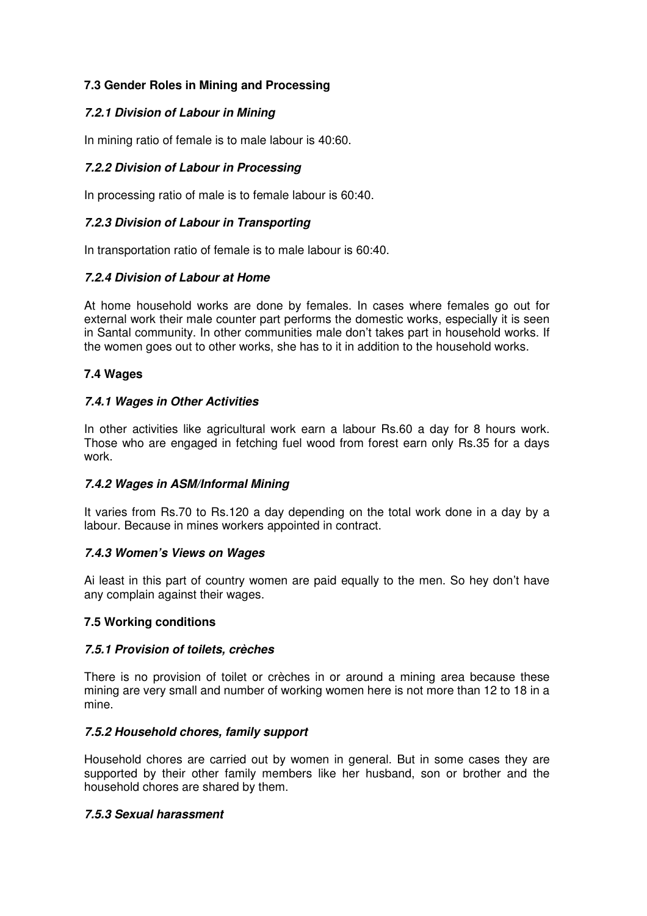### 7.3 Gender Roles in Mining and Processing

#### *7.2.1 Division of Labour in Mining*

In mining ratio of female is to male labour is 40:60.

#### *7.2.2 Division of Labour in Processing*

In processing ratio of male is to female labour is 60:40.

#### *7.2.3 Division of Labour in Transporting*

In transportation ratio of female is to male labour is 60:40.

#### *7.2.4 Division of Labour at Home*

At home household works are done by females. In cases where females go out for external work their male counter part performs the domestic works, especially it is seen in Santal community. In other communities male don't takes part in household works. If the women goes out to other works, she has to it in addition to the household works.

### 7.4 Wages

#### *7.4.1 Wages in Other Activities*

In other activities like agricultural work earn a labour Rs.60 a day for 8 hours work. Those who are engaged in fetching fuel wood from forest earn only Rs.35 for a days work.

#### *7.4.2 Wages in ASM/Informal Mining*

It varies from Rs.70 to Rs.120 a day depending on the total work done in a day by a labour. Because in mines workers appointed in contract.

#### *7.4.3 Women's Views on Wages*

Ai least in this part of country women are paid equally to the men. So hey don't have any complain against their wages.

### 7.5 Working conditions

#### *7.5.1 Provision of toilets, crèches*

There is no provision of toilet or crèches in or around a mining area because these mining are very small and number of working women here is not more than 12 to 18 in a mine.

#### *7.5.2 Household chores, family support*

Household chores are carried out by women in general. But in some cases they are supported by their other family members like her husband, son or brother and the household chores are shared by them.

#### *7.5.3 Sexual harassment*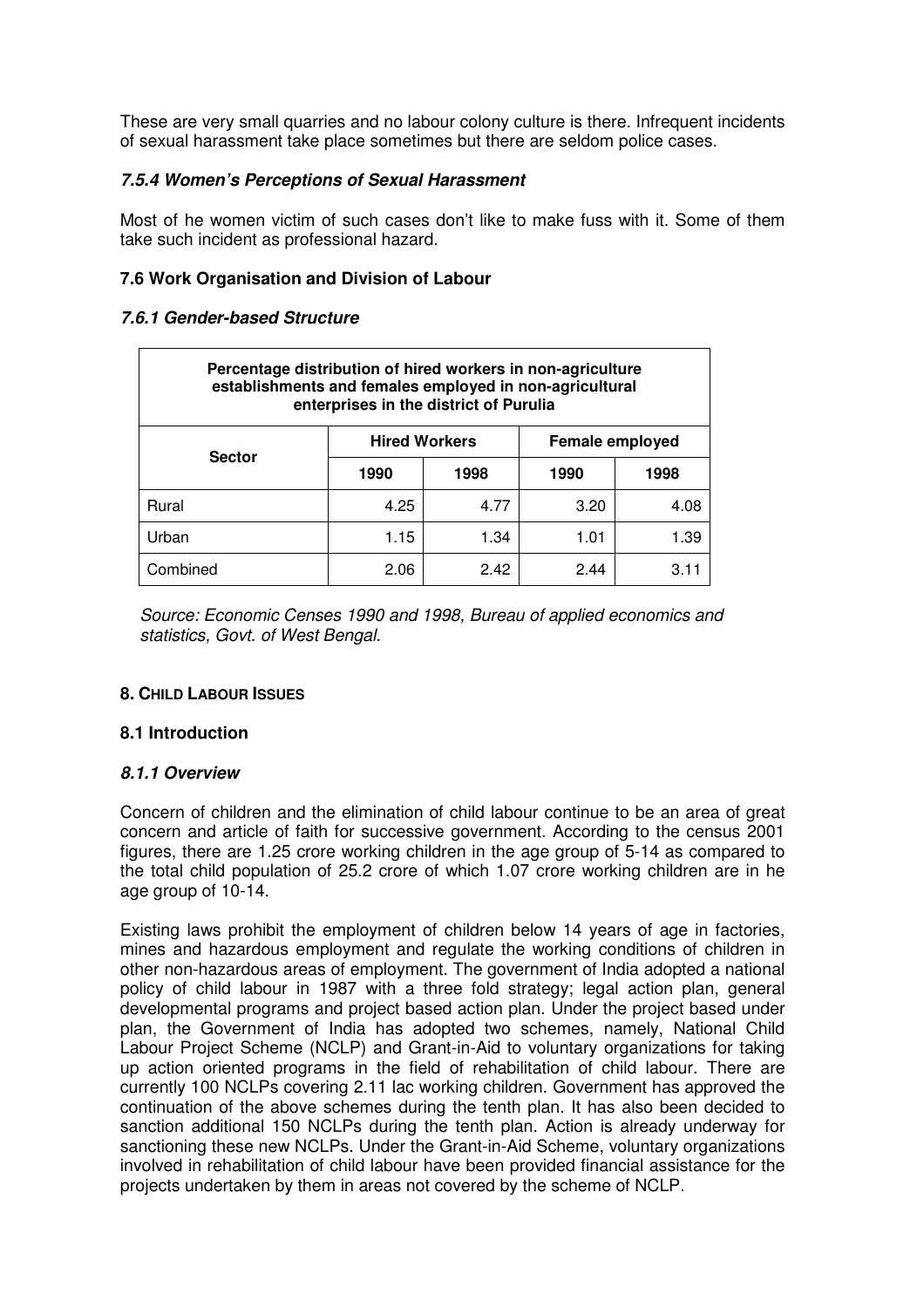These are very small quarries and no labour colony culture is there. Infrequent incidents of sexual harassment take place sometimes but there are seldom police cases.

#### *7.5.4 Women's Perceptions of Sexual Harassment*

Most of he women victim of such cases don't like to make fuss with it. Some of them take such incident as professional hazard.

### 7.6 Work Organisation and Division of Labour

#### *7.6.1 Gender-based Structure*

| **Percentage distribution of hired workers in non-agriculture establishments and females employed in non-agricultural enterprises in the district of Purulia** | | | | |
|---|---|---|---|---|
| **Sector** | **Hired Workers** | | **Female employed** | |
| | **1990** | **1998** | **1990** | **1998** |
| Rural | 4.25 | 4.77 | 3.20 | 4.08 |
| Urban | 1.15 | 1.34 | 1.01 | 1.39 |
| Combined | 2.06 | 2.42 | 2.44 | 3.11 |

*Source: Economic Censes 1990 and 1998, Bureau of applied economics and statistics, Govt. of West Bengal.*

## 8. CHILD LABOUR ISSUES

### 8.1 Introduction

#### *8.1.1 Overview*

Concern of children and the elimination of child labour continue to be an area of great concern and article of faith for successive government. According to the census 2001 figures, there are 1.25 crore working children in the age group of 5-14 as compared to the total child population of 25.2 crore of which 1.07 crore working children are in he age group of 10-14.

Existing laws prohibit the employment of children below 14 years of age in factories, mines and hazardous employment and regulate the working conditions of children in other non-hazardous areas of employment. The government of India adopted a national policy of child labour in 1987 with a three fold strategy; legal action plan, general developmental programs and project based action plan. Under the project based under plan, the Government of India has adopted two schemes, namely, National Child Labour Project Scheme (NCLP) and Grant-in-Aid to voluntary organizations for taking up action oriented programs in the field of rehabilitation of child labour. There are currently 100 NCLPs covering 2.11 lac working children. Government has approved the continuation of the above schemes during the tenth plan. It has also been decided to sanction additional 150 NCLPs during the tenth plan. Action is already underway for sanctioning these new NCLPs. Under the Grant-in-Aid Scheme, voluntary organizations involved in rehabilitation of child labour have been provided financial assistance for the projects undertaken by them in areas not covered by the scheme of NCLP.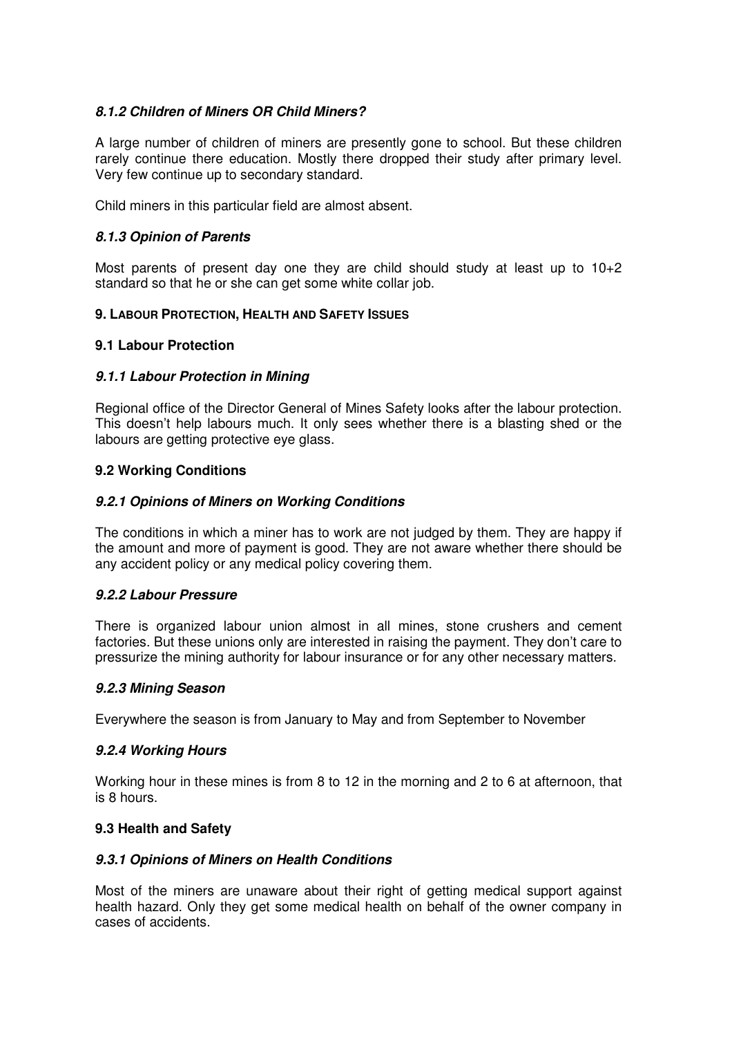#### *8.1.2 Children of Miners OR Child Miners?*

A large number of children of miners are presently gone to school. But these children rarely continue there education. Mostly there dropped their study after primary level. Very few continue up to secondary standard.

Child miners in this particular field are almost absent.

#### *8.1.3 Opinion of Parents*

Most parents of present day one they are child should study at least up to 10+2 standard so that he or she can get some white collar job.

## 9. LABOUR PROTECTION, HEALTH AND SAFETY ISSUES

### 9.1 Labour Protection

#### *9.1.1 Labour Protection in Mining*

Regional office of the Director General of Mines Safety looks after the labour protection. This doesn't help labours much. It only sees whether there is a blasting shed or the labours are getting protective eye glass.

### 9.2 Working Conditions

#### *9.2.1 Opinions of Miners on Working Conditions*

The conditions in which a miner has to work are not judged by them. They are happy if the amount and more of payment is good. They are not aware whether there should be any accident policy or any medical policy covering them.

#### *9.2.2 Labour Pressure*

There is organized labour union almost in all mines, stone crushers and cement factories. But these unions only are interested in raising the payment. They don't care to pressurize the mining authority for labour insurance or for any other necessary matters.

#### *9.2.3 Mining Season*

Everywhere the season is from January to May and from September to November

#### *9.2.4 Working Hours*

Working hour in these mines is from 8 to 12 in the morning and 2 to 6 at afternoon, that is 8 hours.

### 9.3 Health and Safety

#### *9.3.1 Opinions of Miners on Health Conditions*

Most of the miners are unaware about their right of getting medical support against health hazard. Only they get some medical health on behalf of the owner company in cases of accidents.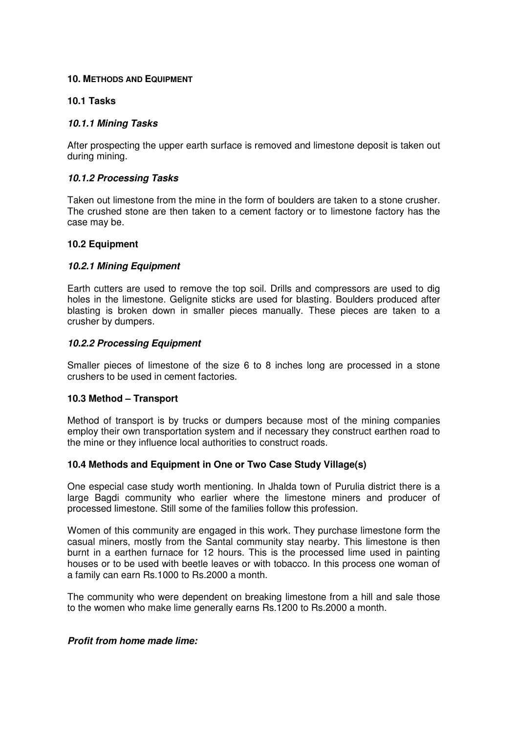## 10. Methods and Equipment

### 10.1 Tasks

#### *10.1.1 Mining Tasks*

After prospecting the upper earth surface is removed and limestone deposit is taken out during mining.

#### *10.1.2 Processing Tasks*

Taken out limestone from the mine in the form of boulders are taken to a stone crusher. The crushed stone are then taken to a cement factory or to limestone factory has the case may be.

### 10.2 Equipment

#### *10.2.1 Mining Equipment*

Earth cutters are used to remove the top soil. Drills and compressors are used to dig holes in the limestone. Gelignite sticks are used for blasting. Boulders produced after blasting is broken down in smaller pieces manually. These pieces are taken to a crusher by dumpers.

#### *10.2.2 Processing Equipment*

Smaller pieces of limestone of the size 6 to 8 inches long are processed in a stone crushers to be used in cement factories.

### 10.3 Method – Transport

Method of transport is by trucks or dumpers because most of the mining companies employ their own transportation system and if necessary they construct earthen road to the mine or they influence local authorities to construct roads.

### 10.4 Methods and Equipment in One or Two Case Study Village(s)

One especial case study worth mentioning. In Jhalda town of Purulia district there is a large Bagdi community who earlier where the limestone miners and producer of processed limestone. Still some of the families follow this profession.

Women of this community are engaged in this work. They purchase limestone form the casual miners, mostly from the Santal community stay nearby. This limestone is then burnt in a earthen furnace for 12 hours. This is the processed lime used in painting houses or to be used with beetle leaves or with tobacco. In this process one woman of a family can earn Rs.1000 to Rs.2000 a month.

The community who were dependent on breaking limestone from a hill and sale those to the women who make lime generally earns Rs.1200 to Rs.2000 a month.

***Profit from home made lime:***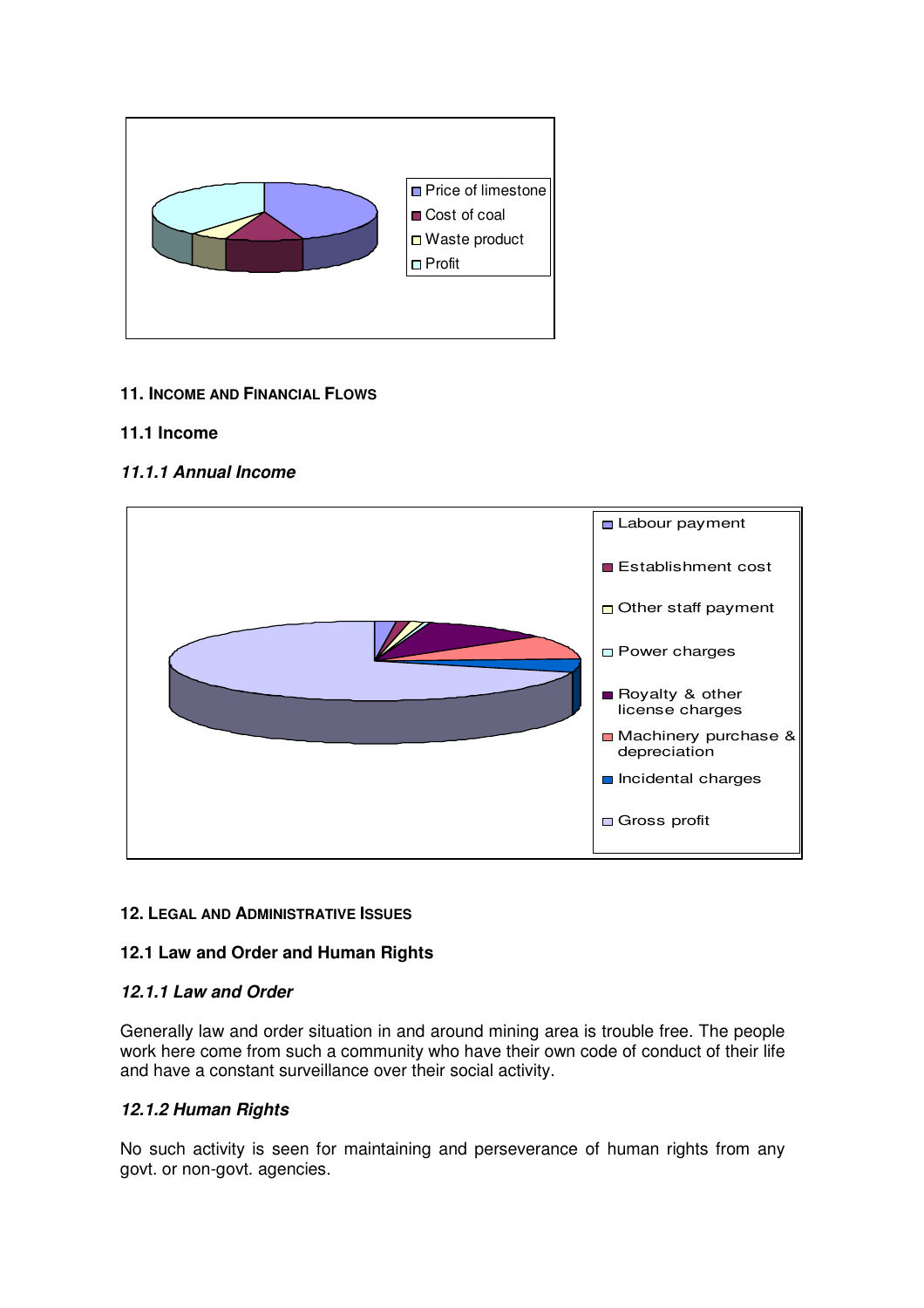**11. INCOME AND FINANCIAL FLOWS**

**11.1 Income**

***11.1.1 Annual Income***

**12. LEGAL AND ADMINISTRATIVE ISSUES**

**12.1 Law and Order and Human Rights**

***12.1.1 Law and Order***

Generally law and order situation in and around mining area is trouble free. The people work here come from such a community who have their own code of conduct of their life and have a constant surveillance over their social activity.

***12.1.2 Human Rights***

No such activity is seen for maintaining and perseverance of human rights from any govt. or non-govt. agencies.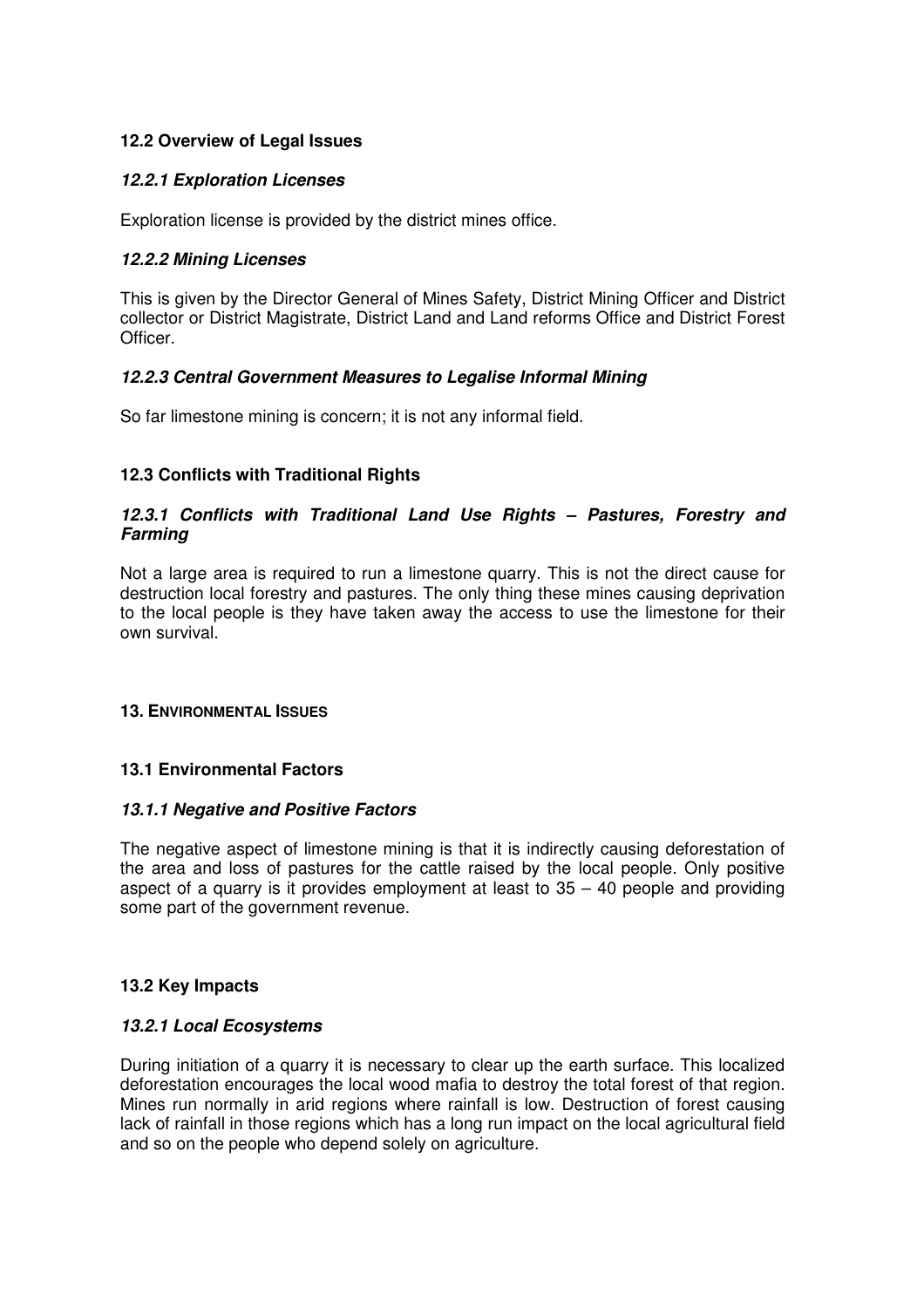### 12.2 Overview of Legal Issues

#### *12.2.1 Exploration Licenses*

Exploration license is provided by the district mines office.

#### *12.2.2 Mining Licenses*

This is given by the Director General of Mines Safety, District Mining Officer and District collector or District Magistrate, District Land and Land reforms Office and District Forest Officer.

#### *12.2.3 Central Government Measures to Legalise Informal Mining*

So far limestone mining is concern; it is not any informal field.

### 12.3 Conflicts with Traditional Rights

#### *12.3.1 Conflicts with Traditional Land Use Rights – Pastures, Forestry and Farming*

Not a large area is required to run a limestone quarry. This is not the direct cause for destruction local forestry and pastures. The only thing these mines causing deprivation to the local people is they have taken away the access to use the limestone for their own survival.

## 13. ENVIRONMENTAL ISSUES

### 13.1 Environmental Factors

#### *13.1.1 Negative and Positive Factors*

The negative aspect of limestone mining is that it is indirectly causing deforestation of the area and loss of pastures for the cattle raised by the local people. Only positive aspect of a quarry is it provides employment at least to 35 – 40 people and providing some part of the government revenue.

### 13.2 Key Impacts

#### *13.2.1 Local Ecosystems*

During initiation of a quarry it is necessary to clear up the earth surface. This localized deforestation encourages the local wood mafia to destroy the total forest of that region. Mines run normally in arid regions where rainfall is low. Destruction of forest causing lack of rainfall in those regions which has a long run impact on the local agricultural field and so on the people who depend solely on agriculture.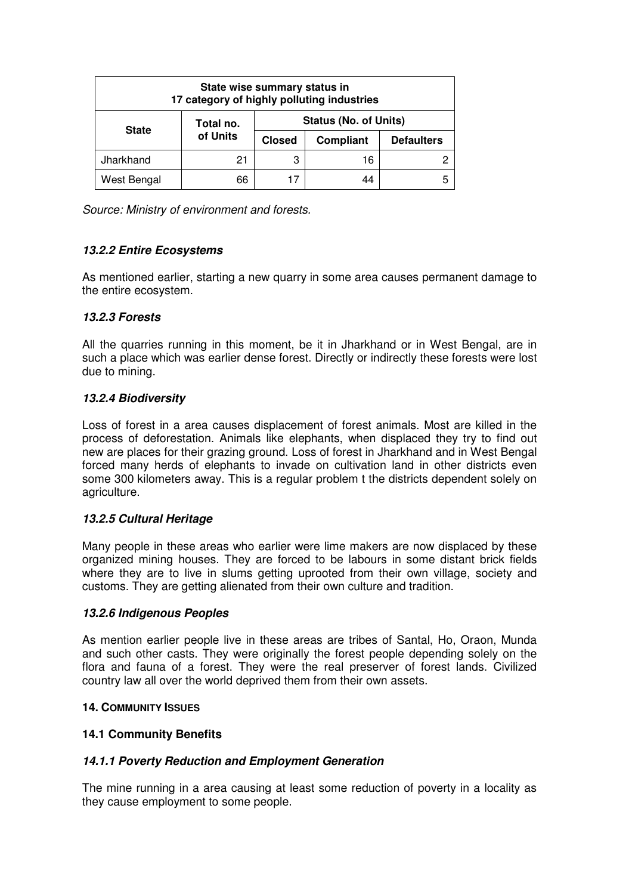| State wise summary status in 17 category of highly polluting industries | | | | |
|---|---|---|---|---|
| **State** | **Total no. of Units** | **Status (No. of Units)** | | |
| | | **Closed** | **Compliant** | **Defaulters** |
| Jharkhand | 21 | 3 | 16 | 2 |
| West Bengal | 66 | 17 | 44 | 5 |

*Source: Ministry of environment and forests.*

#### *13.2.2 Entire Ecosystems*

As mentioned earlier, starting a new quarry in some area causes permanent damage to the entire ecosystem.

#### *13.2.3 Forests*

All the quarries running in this moment, be it in Jharkhand or in West Bengal, are in such a place which was earlier dense forest. Directly or indirectly these forests were lost due to mining.

#### *13.2.4 Biodiversity*

Loss of forest in a area causes displacement of forest animals. Most are killed in the process of deforestation. Animals like elephants, when displaced they try to find out new are places for their grazing ground. Loss of forest in Jharkhand and in West Bengal forced many herds of elephants to invade on cultivation land in other districts even some 300 kilometers away. This is a regular problem t the districts dependent solely on agriculture.

#### *13.2.5 Cultural Heritage*

Many people in these areas who earlier were lime makers are now displaced by these organized mining houses. They are forced to be labours in some distant brick fields where they are to live in slums getting uprooted from their own village, society and customs. They are getting alienated from their own culture and tradition.

#### *13.2.6 Indigenous Peoples*

As mention earlier people live in these areas are tribes of Santal, Ho, Oraon, Munda and such other casts. They were originally the forest people depending solely on the flora and fauna of a forest. They were the real preserver of forest lands. Civilized country law all over the world deprived them from their own assets.

## 14. COMMUNITY ISSUES

### 14.1 Community Benefits

#### *14.1.1 Poverty Reduction and Employment Generation*

The mine running in a area causing at least some reduction of poverty in a locality as they cause employment to some people.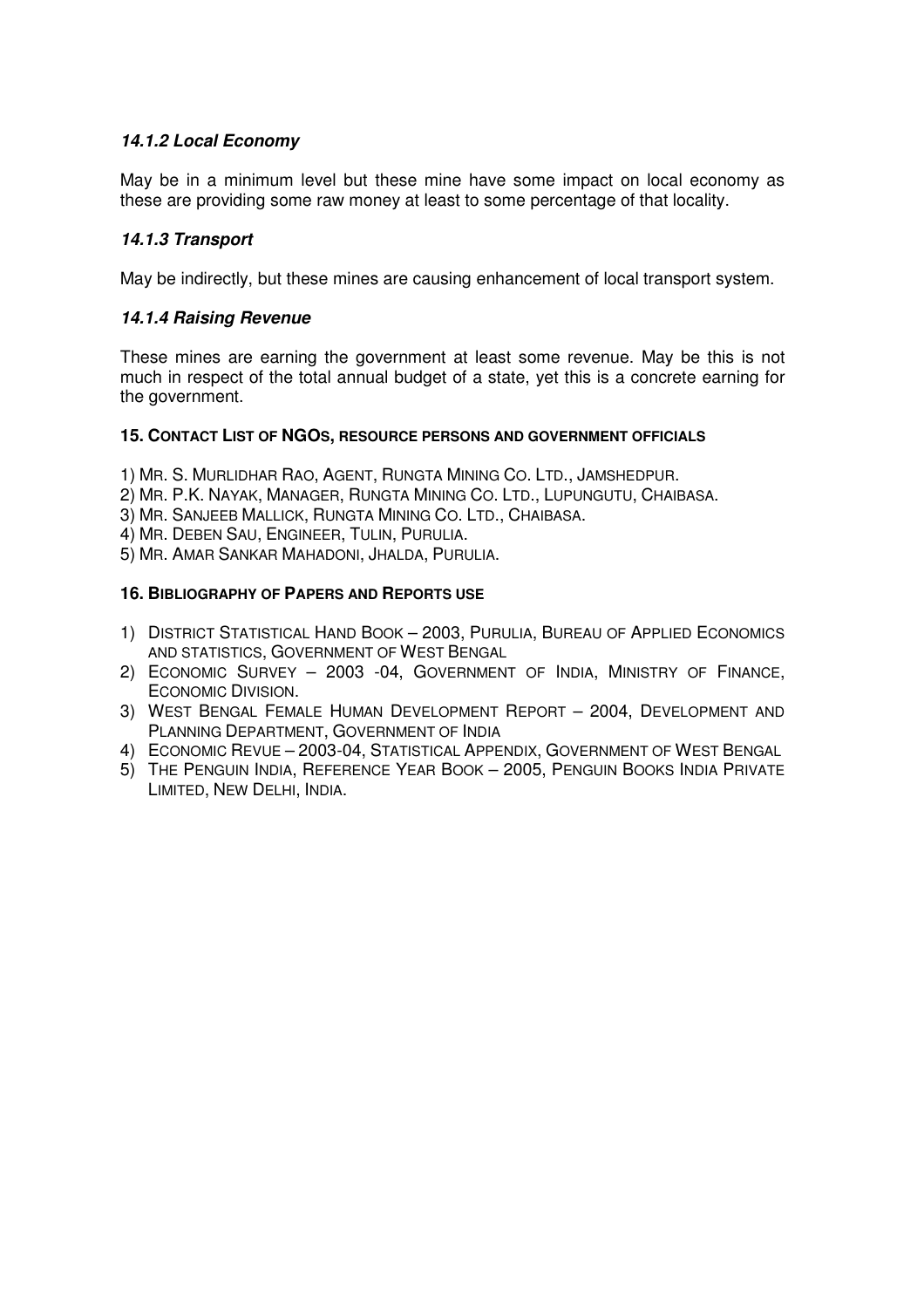#### *14.1.2 Local Economy*

May be in a minimum level but these mine have some impact on local economy as these are providing some raw money at least to some percentage of that locality.

#### *14.1.3 Transport*

May be indirectly, but these mines are causing enhancement of local transport system.

#### *14.1.4 Raising Revenue*

These mines are earning the government at least some revenue. May be this is not much in respect of the total annual budget of a state, yet this is a concrete earning for the government.

### 15. CONTACT LIST OF NGOS, RESOURCE PERSONS AND GOVERNMENT OFFICIALS

1) MR. S. MURLIDHAR RAO, AGENT, RUNGTA MINING CO. LTD., JAMSHEDPUR.
2) MR. P.K. NAYAK, MANAGER, RUNGTA MINING CO. LTD., LUPUNGUTU, CHAIBASA.
3) MR. SANJEEB MALLICK, RUNGTA MINING CO. LTD., CHAIBASA.
4) MR. DEBEN SAU, ENGINEER, TULIN, PURULIA.
5) MR. AMAR SANKAR MAHADONI, JHALDA, PURULIA.

### 16. BIBLIOGRAPHY OF PAPERS AND REPORTS USE

1) DISTRICT STATISTICAL HAND BOOK – 2003, PURULIA, BUREAU OF APPLIED ECONOMICS AND STATISTICS, GOVERNMENT OF WEST BENGAL
2) ECONOMIC SURVEY – 2003 -04, GOVERNMENT OF INDIA, MINISTRY OF FINANCE, ECONOMIC DIVISION.
3) WEST BENGAL FEMALE HUMAN DEVELOPMENT REPORT – 2004, DEVELOPMENT AND PLANNING DEPARTMENT, GOVERNMENT OF INDIA
4) ECONOMIC REVUE – 2003-04, STATISTICAL APPENDIX, GOVERNMENT OF WEST BENGAL
5) THE PENGUIN INDIA, REFERENCE YEAR BOOK – 2005, PENGUIN BOOKS INDIA PRIVATE LIMITED, NEW DELHI, INDIA.